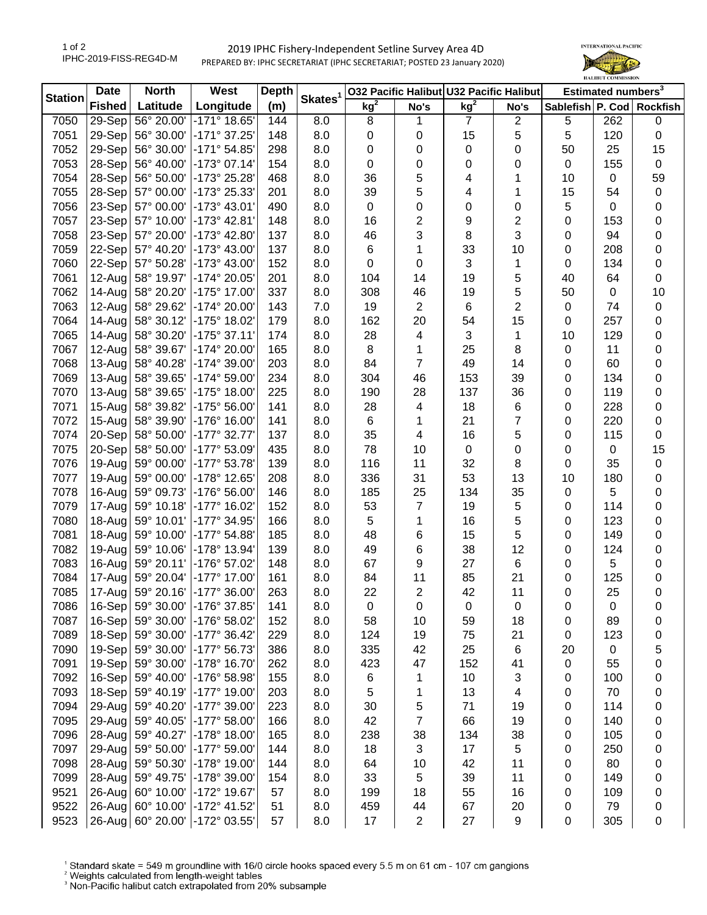2019 IPHC Fishery-Independent Setline Survey Area 4D

PREPARED BY: IPHC SECRETARIAT (IPHC SECRETARIAT; POSTED 23 January 2020)

IPHC-2019-FISS-REG4D-M

| Station | Date | North | West | Depth | Skates[1] | O32 Pacific Halibut | | U32 Pacific Halibut | | Estimated numbers[3] | | |
|---|---|---|---|---|---|---|---|---|---|---|---|---|
| | Fished | Latitude | Longitude | (m) | | kg[2] | No's | kg[2] | No's | Sablefish | P. Cod | Rockfish |
| 7050 | 29-Sep | 56° 20.00' | -171° 18.65' | 144 | 8.0 | 8 | 1 | 7 | 2 | 5 | 262 | 0 |
| 7051 | 29-Sep | 56° 30.00' | -171° 37.25' | 148 | 8.0 | 0 | 0 | 15 | 5 | 5 | 120 | 0 |
| 7052 | 29-Sep | 56° 30.00' | -171° 54.85' | 298 | 8.0 | 0 | 0 | 0 | 0 | 50 | 25 | 15 |
| 7053 | 28-Sep | 56° 40.00' | -173° 07.14' | 154 | 8.0 | 0 | 0 | 0 | 0 | 0 | 155 | 0 |
| 7054 | 28-Sep | 56° 50.00' | -173° 25.28' | 468 | 8.0 | 36 | 5 | 4 | 1 | 10 | 0 | 59 |
| 7055 | 28-Sep | 57° 00.00' | -173° 25.33' | 201 | 8.0 | 39 | 5 | 4 | 1 | 15 | 54 | 0 |
| 7056 | 23-Sep | 57° 00.00' | -173° 43.01' | 490 | 8.0 | 0 | 0 | 0 | 0 | 5 | 0 | 0 |
| 7057 | 23-Sep | 57° 10.00' | -173° 42.81' | 148 | 8.0 | 16 | 2 | 9 | 2 | 0 | 153 | 0 |
| 7058 | 23-Sep | 57° 20.00' | -173° 42.80' | 137 | 8.0 | 46 | 3 | 8 | 3 | 0 | 94 | 0 |
| 7059 | 22-Sep | 57° 40.20' | -173° 43.00' | 137 | 8.0 | 6 | 1 | 33 | 10 | 0 | 208 | 0 |
| 7060 | 22-Sep | 57° 50.28' | -173° 43.00' | 152 | 8.0 | 0 | 0 | 3 | 1 | 0 | 134 | 0 |
| 7061 | 12-Aug | 58° 19.97' | -174° 20.05' | 201 | 8.0 | 104 | 14 | 19 | 5 | 40 | 64 | 0 |
| 7062 | 14-Aug | 58° 20.20' | -175° 17.00' | 337 | 8.0 | 308 | 46 | 19 | 5 | 50 | 0 | 10 |
| 7063 | 12-Aug | 58° 29.62' | -174° 20.00' | 143 | 7.0 | 19 | 2 | 6 | 2 | 0 | 74 | 0 |
| 7064 | 14-Aug | 58° 30.12' | -175° 18.02' | 179 | 8.0 | 162 | 20 | 54 | 15 | 0 | 257 | 0 |
| 7065 | 14-Aug | 58° 30.20' | -175° 37.11' | 174 | 8.0 | 28 | 4 | 3 | 1 | 10 | 129 | 0 |
| 7067 | 12-Aug | 58° 39.67' | -174° 20.00' | 165 | 8.0 | 8 | 1 | 25 | 8 | 0 | 11 | 0 |
| 7068 | 13-Aug | 58° 40.28' | -174° 39.00' | 203 | 8.0 | 84 | 7 | 49 | 14 | 0 | 60 | 0 |
| 7069 | 13-Aug | 58° 39.65' | -174° 59.00' | 234 | 8.0 | 304 | 46 | 153 | 39 | 0 | 134 | 0 |
| 7070 | 13-Aug | 58° 39.65' | -175° 18.00' | 225 | 8.0 | 190 | 28 | 137 | 36 | 0 | 119 | 0 |
| 7071 | 15-Aug | 58° 39.82' | -175° 56.00' | 141 | 8.0 | 28 | 4 | 18 | 6 | 0 | 228 | 0 |
| 7072 | 15-Aug | 58° 39.90' | -176° 16.00' | 141 | 8.0 | 6 | 1 | 21 | 7 | 0 | 220 | 0 |
| 7074 | 20-Sep | 58° 50.00' | -177° 32.77' | 137 | 8.0 | 35 | 4 | 16 | 5 | 0 | 115 | 0 |
| 7075 | 20-Sep | 58° 50.00' | -177° 53.09' | 435 | 8.0 | 78 | 10 | 0 | 0 | 0 | 0 | 15 |
| 7076 | 19-Aug | 59° 00.00' | -177° 53.78' | 139 | 8.0 | 116 | 11 | 32 | 8 | 0 | 35 | 0 |
| 7077 | 19-Aug | 59° 00.00' | -178° 12.65' | 208 | 8.0 | 336 | 31 | 53 | 13 | 10 | 180 | 0 |
| 7078 | 16-Aug | 59° 09.73' | -176° 56.00' | 146 | 8.0 | 185 | 25 | 134 | 35 | 0 | 5 | 0 |
| 7079 | 17-Aug | 59° 10.18' | -177° 16.02' | 152 | 8.0 | 53 | 7 | 19 | 5 | 0 | 114 | 0 |
| 7080 | 18-Aug | 59° 10.01' | -177° 34.95' | 166 | 8.0 | 5 | 1 | 16 | 5 | 0 | 123 | 0 |
| 7081 | 18-Aug | 59° 10.00' | -177° 54.88' | 185 | 8.0 | 48 | 6 | 15 | 5 | 0 | 149 | 0 |
| 7082 | 19-Aug | 59° 10.06' | -178° 13.94' | 139 | 8.0 | 49 | 6 | 38 | 12 | 0 | 124 | 0 |
| 7083 | 16-Aug | 59° 20.11' | -176° 57.02' | 148 | 8.0 | 67 | 9 | 27 | 6 | 0 | 5 | 0 |
| 7084 | 17-Aug | 59° 20.04' | -177° 17.00' | 161 | 8.0 | 84 | 11 | 85 | 21 | 0 | 125 | 0 |
| 7085 | 17-Aug | 59° 20.16' | -177° 36.00' | 263 | 8.0 | 22 | 2 | 42 | 11 | 0 | 25 | 0 |
| 7086 | 16-Sep | 59° 30.00' | -176° 37.85' | 141 | 8.0 | 0 | 0 | 0 | 0 | 0 | 0 | 0 |
| 7087 | 16-Sep | 59° 30.00' | -176° 58.02' | 152 | 8.0 | 58 | 10 | 59 | 18 | 0 | 89 | 0 |
| 7089 | 18-Sep | 59° 30.00' | -177° 36.42' | 229 | 8.0 | 124 | 19 | 75 | 21 | 0 | 123 | 0 |
| 7090 | 19-Sep | 59° 30.00' | -177° 56.73' | 386 | 8.0 | 335 | 42 | 25 | 6 | 20 | 0 | 5 |
| 7091 | 19-Sep | 59° 30.00' | -178° 16.70' | 262 | 8.0 | 423 | 47 | 152 | 41 | 0 | 55 | 0 |
| 7092 | 16-Sep | 59° 40.00' | -176° 58.98' | 155 | 8.0 | 6 | 1 | 10 | 3 | 0 | 100 | 0 |
| 7093 | 18-Sep | 59° 40.19' | -177° 19.00' | 203 | 8.0 | 5 | 1 | 13 | 4 | 0 | 70 | 0 |
| 7094 | 29-Aug | 59° 40.20' | -177° 39.00' | 223 | 8.0 | 30 | 5 | 71 | 19 | 0 | 114 | 0 |
| 7095 | 29-Aug | 59° 40.05' | -177° 58.00' | 166 | 8.0 | 42 | 7 | 66 | 19 | 0 | 140 | 0 |
| 7096 | 28-Aug | 59° 40.27' | -178° 18.00' | 165 | 8.0 | 238 | 38 | 134 | 38 | 0 | 105 | 0 |
| 7097 | 29-Aug | 59° 50.00' | -177° 59.00' | 144 | 8.0 | 18 | 3 | 17 | 5 | 0 | 250 | 0 |
| 7098 | 28-Aug | 59° 50.30' | -178° 19.00' | 144 | 8.0 | 64 | 10 | 42 | 11 | 0 | 80 | 0 |
| 7099 | 28-Aug | 59° 49.75' | -178° 39.00' | 154 | 8.0 | 33 | 5 | 39 | 11 | 0 | 149 | 0 |
| 9521 | 26-Aug | 60° 10.00' | -172° 19.67' | 57 | 8.0 | 199 | 18 | 55 | 16 | 0 | 109 | 0 |
| 9522 | 26-Aug | 60° 10.00' | -172° 41.52' | 51 | 8.0 | 459 | 44 | 67 | 20 | 0 | 79 | 0 |
| 9523 | 26-Aug | 60° 20.00' | -172° 03.55' | 57 | 8.0 | 17 | 2 | 27 | 9 | 0 | 305 | 0 |

[1] Standard skate = 549 m groundline with 16/0 circle hooks spaced every 5.5 m on 61 cm - 107 cm gangions

[2] Weights calculated from length-weight tables

[3] Non-Pacific halibut catch extrapolated from 20% subsample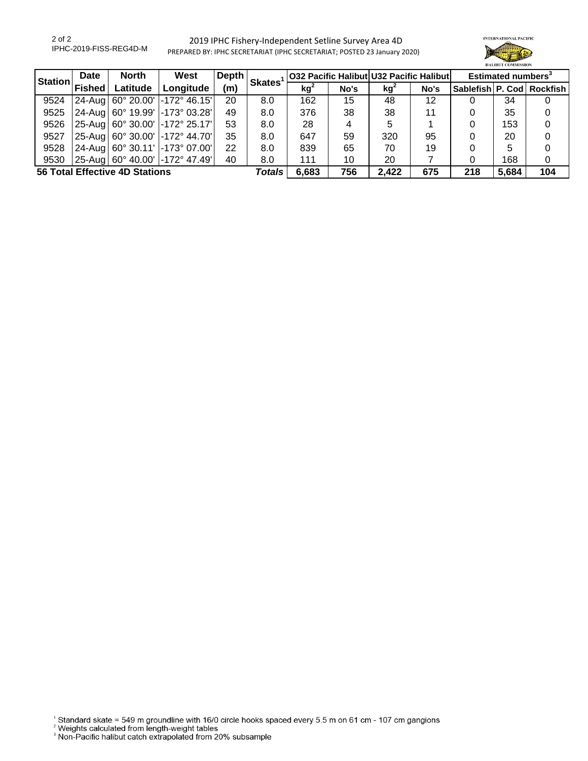# 2019 IPHC Fishery-Independent Setline Survey Area 4D

PREPARED BY: IPHC SECRETARIAT (IPHC SECRETARIAT; POSTED 23 January 2020)

| Station | Date Fished | North Latitude | West Longitude | Depth (m) | Skates[1] | O32 Pacific Halibut | | U32 Pacific Halibut | | Estimated numbers[3] | | |
|---|---|---|---|---|---|---|---|---|---|---|---|---|
| | | | | | | kg[2] | No's | kg[2] | No's | Sablefish | P. Cod | Rockfish |
| 9524 | 24-Aug | 60° 20.00' | -172° 46.15' | 20 | 8.0 | 162 | 15 | 48 | 12 | 0 | 34 | 0 |
| 9525 | 24-Aug | 60° 19.99' | -173° 03.28' | 49 | 8.0 | 376 | 38 | 38 | 11 | 0 | 35 | 0 |
| 9526 | 25-Aug | 60° 30.00' | -172° 25.17' | 53 | 8.0 | 28 | 4 | 5 | 1 | 0 | 153 | 0 |
| 9527 | 25-Aug | 60° 30.00' | -172° 44.70' | 35 | 8.0 | 647 | 59 | 320 | 95 | 0 | 20 | 0 |
| 9528 | 24-Aug | 60° 30.11' | -173° 07.00' | 22 | 8.0 | 839 | 65 | 70 | 19 | 0 | 5 | 0 |
| 9530 | 25-Aug | 60° 40.00' | -172° 47.49' | 40 | 8.0 | 111 | 10 | 20 | 7 | 0 | 168 | 0 |
| **56 Total Effective 4D Stations** | | | | | ***Totals*** | **6,683** | **756** | **2,422** | **675** | **218** | **5,684** | **104** |

[1] Standard skate = 549 m groundline with 16/0 circle hooks spaced every 5.5 m on 61 cm - 107 cm gangions
[2] Weights calculated from length-weight tables
[3] Non-Pacific halibut catch extrapolated from 20% subsample